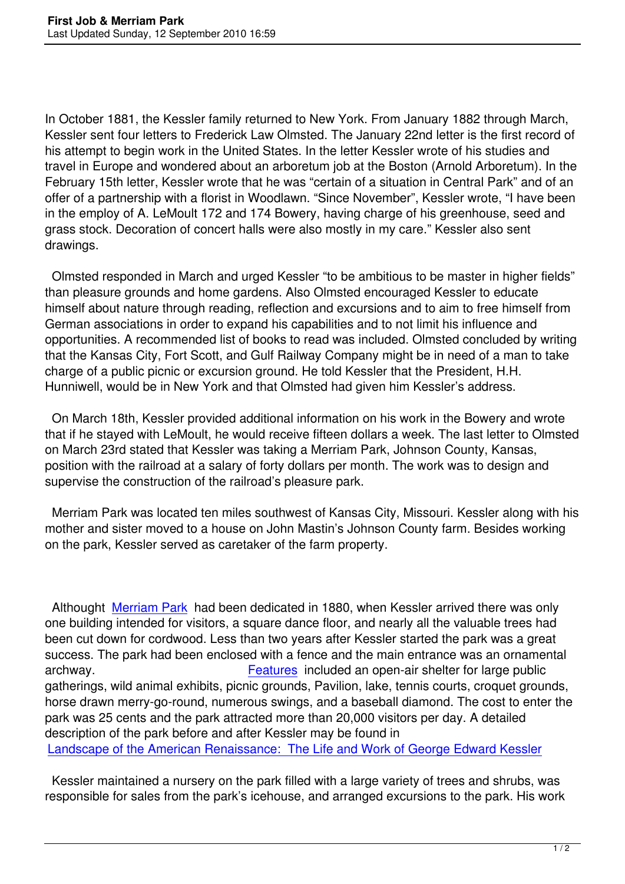In October 1881, the Kessler family returned to New York. From January 1882 through March, Kessler sent four letters to Frederick Law Olmsted. The January 22nd letter is the first record of his attempt to begin work in the United States. In the letter Kessler wrote of his studies and travel in Europe and wondered about an arboretum job at the Boston (Arnold Arboretum). In the February 15th letter, Kessler wrote that he was "certain of a situation in Central Park" and of an offer of a partnership with a florist in Woodlawn. "Since November", Kessler wrote, "I have been in the employ of A. LeMoult 172 and 174 Bowery, having charge of his greenhouse, seed and grass stock. Decoration of concert halls were also mostly in my care." Kessler also sent drawings.

Olmsted responded in March and urged Kessler "to be ambitious to be master in higher fields" than pleasure grounds and home gardens. Also Olmsted encouraged Kessler to educate himself about nature through reading, reflection and excursions and to aim to free himself from German associations in order to expand his capabilities and to not limit his influence and opportunities. A recommended list of books to read was included. Olmsted concluded by writing that the Kansas City, Fort Scott, and Gulf Railway Company might be in need of a man to take charge of a public picnic or excursion ground. He told Kessler that the President, H.H. Hunniwell, would be in New York and that Olmsted had given him Kessler's address.

On March 18th, Kessler provided additional information on his work in the Bowery and wrote that if he stayed with LeMoult, he would receive fifteen dollars a week. The last letter to Olmsted on March 23rd stated that Kessler was taking a Merriam Park, Johnson County, Kansas, position with the railroad at a salary of forty dollars per month. The work was to design and supervise the construction of the railroad's pleasure park.

Merriam Park was located ten miles southwest of Kansas City, Missouri. Kessler along with his mother and sister moved to a house on John Mastin's Johnson County farm. Besides working on the park, Kessler served as caretaker of the farm property.

Althought Merriam Park had been dedicated in 1880, when Kessler arrived there was only one building intended for visitors, a square dance floor, and nearly all the valuable trees had been cut down for cordwood. Less than two years after Kessler started the park was a great success. The park had been enclosed with a fence and the main entrance was an ornamental archway. Features included an open-air shelter for large public gatherings, wild animal exhibits, picnic grounds, Pavilion, lake, tennis courts, croquet grounds, horse drawn merry-go-round, numerous swings, and a baseball diamond. The cost to enter the park was 25 cents and the park attracted more than 20,000 visitors per day. A detailed description of the park before and after Kessler may be found in Landscape of the American Renaissance: The Life and Work of George Edward Kessler

Kessler maintained a nursery on the park filled with a large variety of trees and shrubs, was responsible for sales from the park's icehouse, and arranged excursions to the park. His work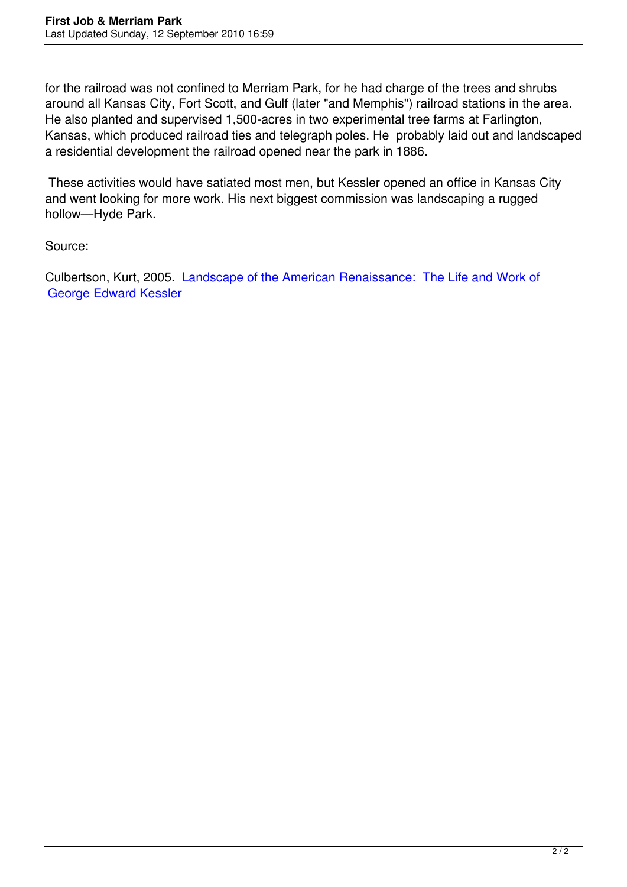for the railroad was not confined to Merriam Park, for he had charge of the trees and shrubs around all Kansas City, Fort Scott, and Gulf (later "and Memphis") railroad stations in the area. He also planted and supervised 1,500-acres in two experimental tree farms at Farlington, Kansas, which produced railroad ties and telegraph poles. He probably laid out and landscaped a residential development the railroad opened near the park in 1886.

These activities would have satiated most men, but Kessler opened an office in Kansas City and went looking for more work. His next biggest commission was landscaping a rugged hollow—Hyde Park.

Source:

Culbertson, Kurt, 2005. Landscape of the American Renaissance: The Life and Work of George Edward Kessler